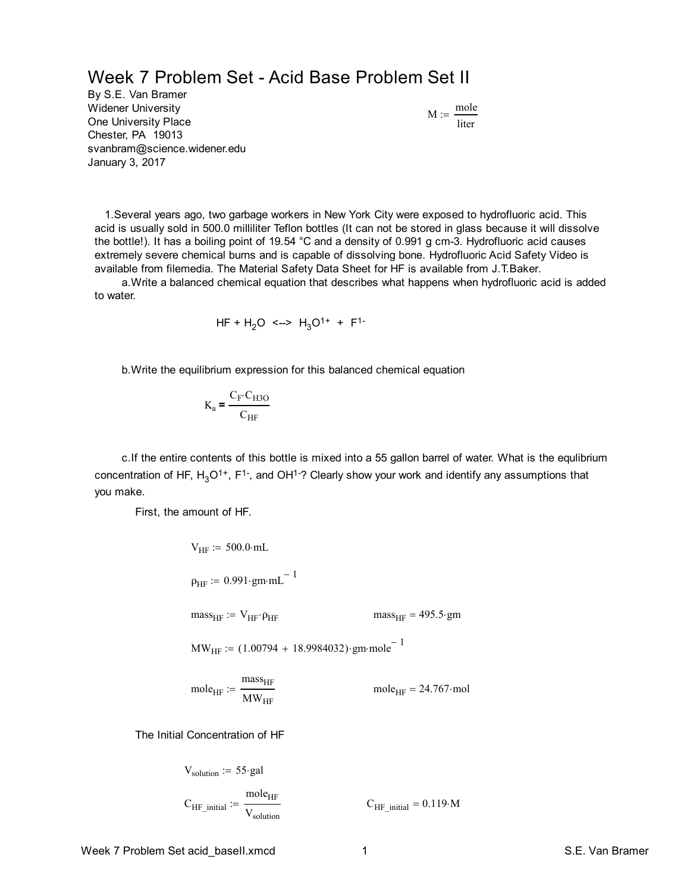# Week 7 Problem Set - Acid Base Problem Set II

By S.E. Van Bramer
Widener University
One University Place
Chester, PA 19013
svanbram@science.widener.edu
January 3, 2017

$$M := \frac{mole}{liter}$$

1. Several years ago, two garbage workers in New York City were exposed to hydrofluoric acid. This acid is usually sold in 500.0 milliliter Teflon bottles (It can not be stored in glass because it will dissolve the bottle!). It has a boiling point of 19.54 °C and a density of 0.991 g cm-3. Hydrofluoric acid causes extremely severe chemical burns and is capable of dissolving bone. Hydrofluoric Acid Safety Video is available from filemedia. The Material Safety Data Sheet for HF is available from J.T.Baker.

   a. Write a balanced chemical equation that describes what happens when hydrofluoric acid is added to water.

$$HF + H_2O \;\text{<-->}\; H_3O^{1+} + F^{1-}$$

   b. Write the equilibrium expression for this balanced chemical equation

$$K_a = \frac{C_F \cdot C_{H3O}}{C_{HF}}$$

   c. If the entire contents of this bottle is mixed into a 55 gallon barrel of water. What is the equlibrium concentration of HF, $H_3O^{1+}$, $F^{1-}$, and $OH^{1-}$? Clearly show your work and identify any assumptions that you make.

First, the amount of HF.

$$V_{HF} := 500.0 \cdot mL$$

$$\rho_{HF} := 0.991 \cdot gm \cdot mL^{-1}$$

$$mass_{HF} := V_{HF} \cdot \rho_{HF} \qquad mass_{HF} = 495.5 \cdot gm$$

$$MW_{HF} := (1.00794 + 18.9984032) \cdot gm \cdot mole^{-1}$$

$$mole_{HF} := \frac{mass_{HF}}{MW_{HF}} \qquad mole_{HF} = 24.767 \cdot mol$$

The Initial Concentration of HF

$$V_{solution} := 55 \cdot gal$$

$$C_{HF\_initial} := \frac{mole_{HF}}{V_{solution}} \qquad C_{HF\_initial} = 0.119 \cdot M$$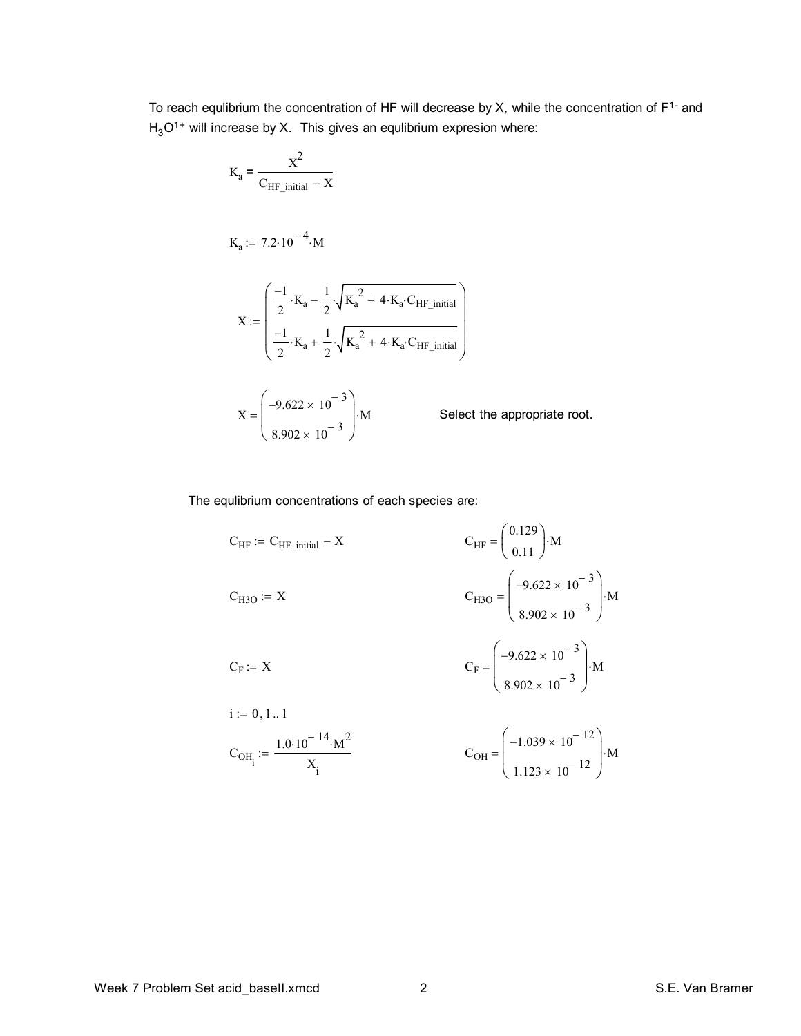To reach equlibrium the concentration of HF will decrease by X, while the concentration of $F^{1-}$ and $H_3O^{1+}$ will increase by X. This gives an equlibrium expresion where:

$$K_a = \frac{X^2}{C_{HF\_initial} - X}$$

$$K_a := 7.2 \cdot 10^{-4} \cdot M$$

$$X := \begin{pmatrix} \frac{-1}{2} \cdot K_a - \frac{1}{2} \cdot \sqrt{K_a^2 + 4 \cdot K_a \cdot C_{HF\_initial}} \\ \frac{-1}{2} \cdot K_a + \frac{1}{2} \cdot \sqrt{K_a^2 + 4 \cdot K_a \cdot C_{HF\_initial}} \end{pmatrix}$$

$$X = \begin{pmatrix} -9.622 \times 10^{-3} \\ 8.902 \times 10^{-3} \end{pmatrix} \cdot M$$

Select the appropriate root.

The equlibrium concentrations of each species are:

$$C_{HF} := C_{HF\_initial} - X \qquad C_{HF} = \begin{pmatrix} 0.129 \\ 0.11 \end{pmatrix} \cdot M$$

$$C_{H3O} := X \qquad C_{H3O} = \begin{pmatrix} -9.622 \times 10^{-3} \\ 8.902 \times 10^{-3} \end{pmatrix} \cdot M$$

$$C_F := X \qquad C_F = \begin{pmatrix} -9.622 \times 10^{-3} \\ 8.902 \times 10^{-3} \end{pmatrix} \cdot M$$

$$i := 0, 1 .. 1$$

$$C_{OH_i} := \frac{1.0 \cdot 10^{-14} \cdot M^2}{X_i} \qquad C_{OH} = \begin{pmatrix} -1.039 \times 10^{-12} \\ 1.123 \times 10^{-12} \end{pmatrix} \cdot M$$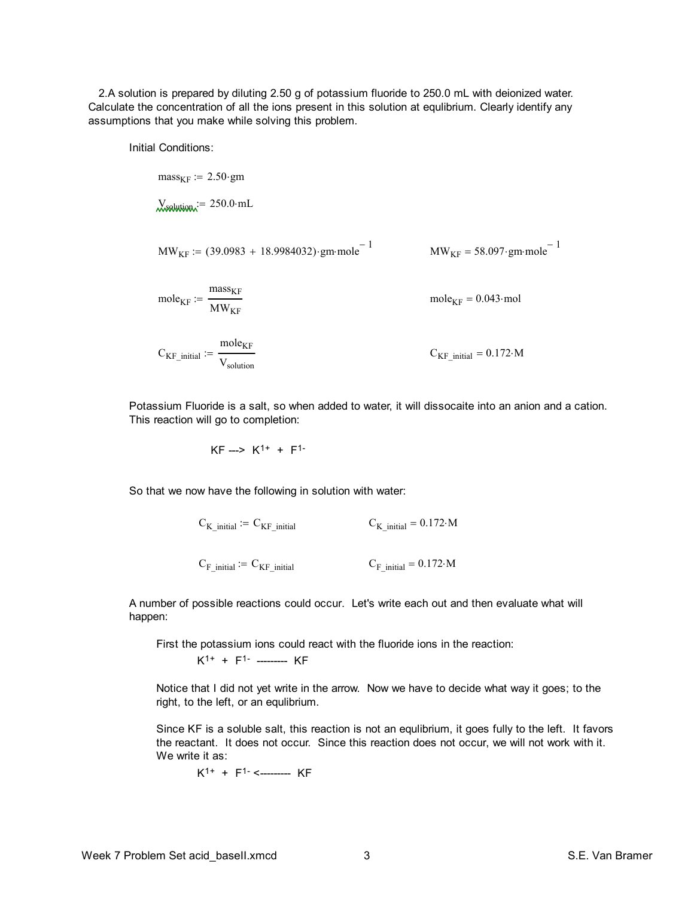2.A solution is prepared by diluting 2.50 g of potassium fluoride to 250.0 mL with deionized water. Calculate the concentration of all the ions present in this solution at equlibrium. Clearly identify any assumptions that you make while solving this problem.

Initial Conditions:

$$mass_{KF} := 2.50 \cdot gm$$

$$V_{solution} := 250.0 \cdot mL$$

$$MW_{KF} := (39.0983 + 18.9984032) \cdot gm \cdot mole^{-1} \qquad MW_{KF} = 58.097 \cdot gm \cdot mole^{-1}$$

$$mole_{KF} := \frac{mass_{KF}}{MW_{KF}} \qquad mole_{KF} = 0.043 \cdot mol$$

$$C_{KF\_initial} := \frac{mole_{KF}}{V_{solution}} \qquad C_{KF\_initial} = 0.172 \cdot M$$

Potassium Fluoride is a salt, so when added to water, it will dissocaite into an anion and a cation. This reaction will go to completion:

$$KF \text{ ---> } K^{1+} + F^{1-}$$

So that we now have the following in solution with water:

$$C_{K\_initial} := C_{KF\_initial} \qquad C_{K\_initial} = 0.172 \cdot M$$

$$C_{F\_initial} := C_{KF\_initial} \qquad C_{F\_initial} = 0.172 \cdot M$$

A number of possible reactions could occur. Let's write each out and then evaluate what will happen:

First the potassium ions could react with the fluoride ions in the reaction:

$$K^{1+} + F^{1-} \text{ --------- } KF$$

Notice that I did not yet write in the arrow. Now we have to decide what way it goes; to the right, to the left, or an equlibrium.

Since KF is a soluble salt, this reaction is not an equlibrium, it goes fully to the left. It favors the reactant. It does not occur. Since this reaction does not occur, we will not work with it. We write it as:

$$K^{1+} + F^{1-} \text{ <--------- } KF$$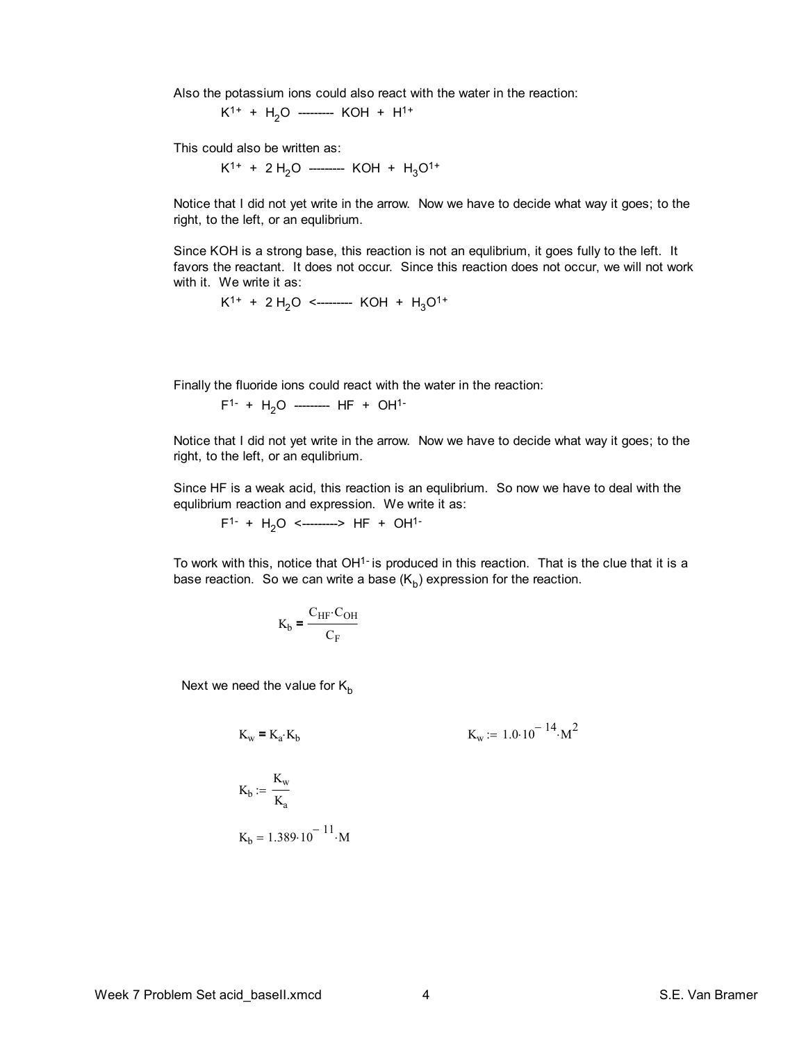Also the potassium ions could also react with the water in the reaction:

$K^{1+} + H_2O$ --------- $KOH + H^{1+}$

This could also be written as:

$K^{1+} + 2\,H_2O$ --------- $KOH + H_3O^{1+}$

Notice that I did not yet write in the arrow. Now we have to decide what way it goes; to the right, to the left, or an equlibrium.

Since KOH is a strong base, this reaction is not an equlibrium, it goes fully to the left. It favors the reactant. It does not occur. Since this reaction does not occur, we will not work with it. We write it as:

$K^{1+} + 2\,H_2O$ <--------- $KOH + H_3O^{1+}$

Finally the fluoride ions could react with the water in the reaction:

$F^{1-} + H_2O$ --------- $HF + OH^{1-}$

Notice that I did not yet write in the arrow. Now we have to decide what way it goes; to the right, to the left, or an equlibrium.

Since HF is a weak acid, this reaction is an equlibrium. So now we have to deal with the equlibrium reaction and expression. We write it as:

$F^{1-} + H_2O$ <---------> $HF + OH^{1-}$

To work with this, notice that $OH^{1-}$ is produced in this reaction. That is the clue that it is a base reaction. So we can write a base ($K_b$) expression for the reaction.

$$K_b = \frac{C_{HF} \cdot C_{OH}}{C_F}$$

Next we need the value for $K_b$

$$K_w = K_a \cdot K_b \qquad\qquad K_w := 1.0 \cdot 10^{-14} \cdot M^2$$

$$K_b := \frac{K_w}{K_a}$$

$$K_b = 1.389 \cdot 10^{-11} \cdot M$$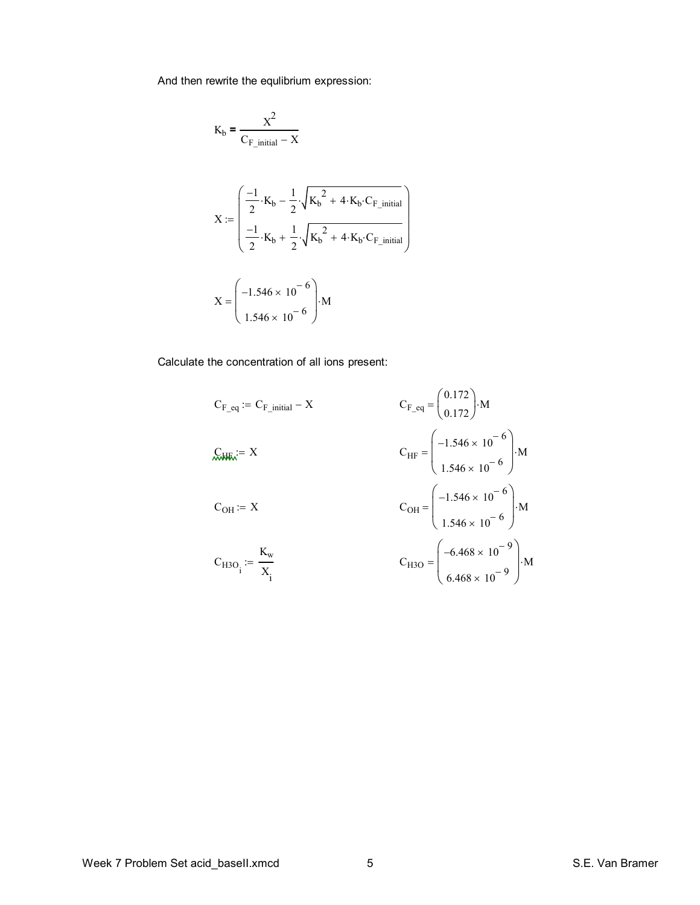And then rewrite the equlibrium expression:

$$K_b = \frac{X^2}{C_{F\_initial} - X}$$

$$X := \begin{pmatrix} \frac{-1}{2} \cdot K_b - \frac{1}{2} \cdot \sqrt{K_b^{\,2} + 4 \cdot K_b \cdot C_{F\_initial}} \\ \frac{-1}{2} \cdot K_b + \frac{1}{2} \cdot \sqrt{K_b^{\,2} + 4 \cdot K_b \cdot C_{F\_initial}} \end{pmatrix}$$

$$X = \begin{pmatrix} -1.546 \times 10^{-6} \\ 1.546 \times 10^{-6} \end{pmatrix} \cdot M$$

Calculate the concentration of all ions present:

$$C_{F\_eq} := C_{F\_initial} - X \qquad C_{F\_eq} = \begin{pmatrix} 0.172 \\ 0.172 \end{pmatrix} \cdot M$$

$$C_{HF} := X \qquad C_{HF} = \begin{pmatrix} -1.546 \times 10^{-6} \\ 1.546 \times 10^{-6} \end{pmatrix} \cdot M$$

$$C_{OH} := X \qquad C_{OH} = \begin{pmatrix} -1.546 \times 10^{-6} \\ 1.546 \times 10^{-6} \end{pmatrix} \cdot M$$

$$C_{H3O_i} := \frac{K_w}{X_i} \qquad C_{H3O} = \begin{pmatrix} -6.468 \times 10^{-9} \\ 6.468 \times 10^{-9} \end{pmatrix} \cdot M$$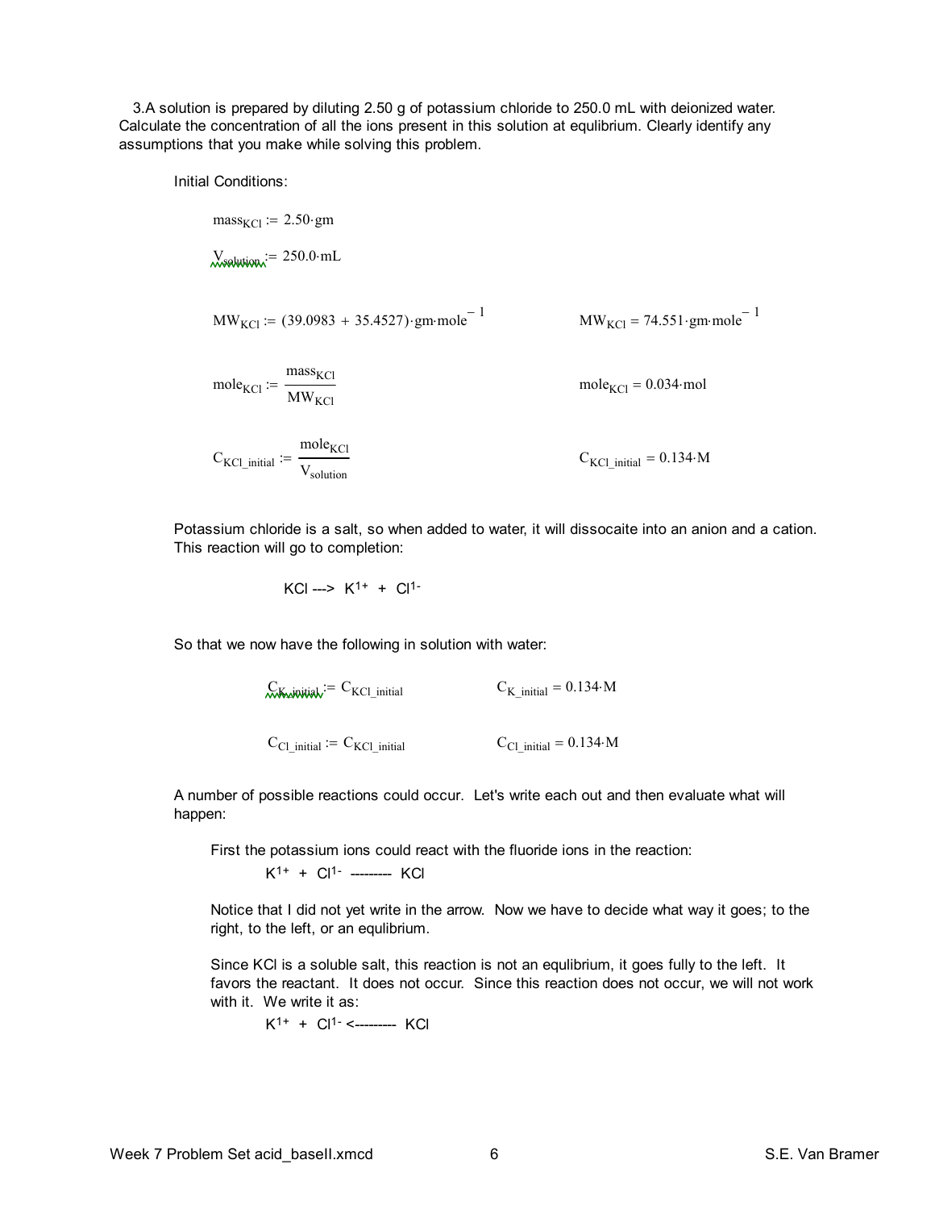3.A solution is prepared by diluting 2.50 g of potassium chloride to 250.0 mL with deionized water. Calculate the concentration of all the ions present in this solution at equlibrium. Clearly identify any assumptions that you make while solving this problem.

Initial Conditions:

$$mass_{KCl} := 2.50 \cdot gm$$

$$V_{solution} := 250.0 \cdot mL$$

$$MW_{KCl} := (39.0983 + 35.4527) \cdot gm \cdot mole^{-1} \qquad MW_{KCl} = 74.551 \cdot gm \cdot mole^{-1}$$

$$mole_{KCl} := \frac{mass_{KCl}}{MW_{KCl}} \qquad mole_{KCl} = 0.034 \cdot mol$$

$$C_{KCl\_initial} := \frac{mole_{KCl}}{V_{solution}} \qquad C_{KCl\_initial} = 0.134 \cdot M$$

Potassium chloride is a salt, so when added to water, it will dissocaite into an anion and a cation. This reaction will go to completion:

$$KCl \longrightarrow K^{1+} + Cl^{1-}$$

So that we now have the following in solution with water:

$$C_{K\_initial} := C_{KCl\_initial} \qquad C_{K\_initial} = 0.134 \cdot M$$

$$C_{Cl\_initial} := C_{KCl\_initial} \qquad C_{Cl\_initial} = 0.134 \cdot M$$

A number of possible reactions could occur. Let's write each out and then evaluate what will happen:

First the potassium ions could react with the fluoride ions in the reaction:

$K^{1+}$ + $Cl^{1-}$ --------- KCl

Notice that I did not yet write in the arrow. Now we have to decide what way it goes; to the right, to the left, or an equlibrium.

Since KCl is a soluble salt, this reaction is not an equlibrium, it goes fully to the left. It favors the reactant. It does not occur. Since this reaction does not occur, we will not work with it. We write it as:

$K^{1+}$ + $Cl^{1-}$ <--------- KCl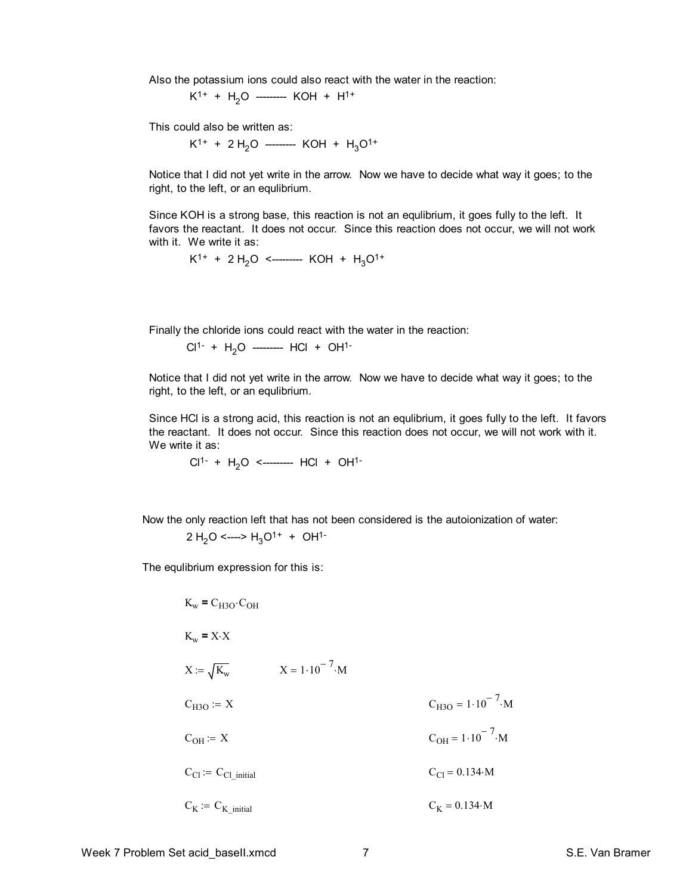Also the potassium ions could also react with the water in the reaction:

$K^{1+}$ + $H_2O$ --------- KOH + $H^{1+}$

This could also be written as:

$K^{1+}$ + 2 $H_2O$ --------- KOH + $H_3O^{1+}$

Notice that I did not yet write in the arrow. Now we have to decide what way it goes; to the right, to the left, or an equlibrium.

Since KOH is a strong base, this reaction is not an equlibrium, it goes fully to the left. It favors the reactant. It does not occur. Since this reaction does not occur, we will not work with it. We write it as:

$K^{1+}$ + 2 $H_2O$ <--------- KOH + $H_3O^{1+}$

Finally the chloride ions could react with the water in the reaction:

$Cl^{1-}$ + $H_2O$ --------- HCl + $OH^{1-}$

Notice that I did not yet write in the arrow. Now we have to decide what way it goes; to the right, to the left, or an equlibrium.

Since HCl is a strong acid, this reaction is not an equlibrium, it goes fully to the left. It favors the reactant. It does not occur. Since this reaction does not occur, we will not work with it. We write it as:

$Cl^{1-}$ + $H_2O$ <--------- HCl + $OH^{1-}$

Now the only reaction left that has not been considered is the autoionization of water:

2 $H_2O$ <----> $H_3O^{1+}$ + $OH^{1-}$

The equlibrium expression for this is:

$$K_w = C_{H3O} \cdot C_{OH}$$

$$K_w = X \cdot X$$

$$X := \sqrt{K_w} \qquad X = 1 \cdot 10^{-7} \cdot M$$

$$C_{H3O} := X \qquad C_{H3O} = 1 \cdot 10^{-7} \cdot M$$

$$C_{OH} := X \qquad C_{OH} = 1 \cdot 10^{-7} \cdot M$$

$$C_{Cl} := C_{Cl\_initial} \qquad C_{Cl} = 0.134 \cdot M$$

$$C_K := C_{K\_initial} \qquad C_K = 0.134 \cdot M$$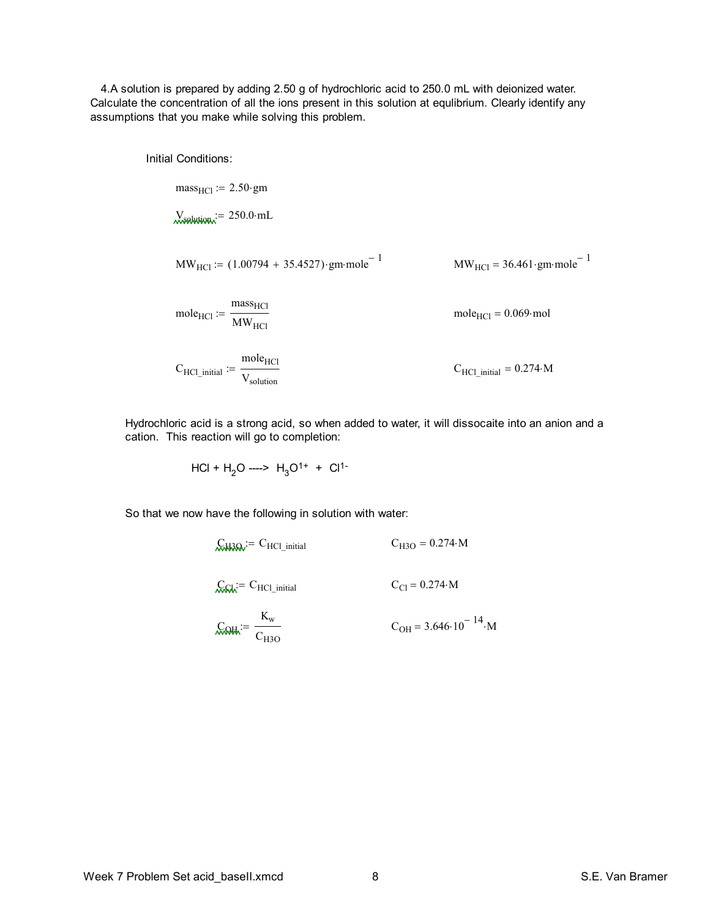4. A solution is prepared by adding 2.50 g of hydrochloric acid to 250.0 mL with deionized water. Calculate the concentration of all the ions present in this solution at equlibrium. Clearly identify any assumptions that you make while solving this problem.

Initial Conditions:

$$mass_{HCl} := 2.50 \cdot gm$$

$$V_{solution} := 250.0 \cdot mL$$

$$MW_{HCl} := (1.00794 + 35.4527) \cdot gm \cdot mole^{-1} \qquad MW_{HCl} = 36.461 \cdot gm \cdot mole^{-1}$$

$$mole_{HCl} := \frac{mass_{HCl}}{MW_{HCl}} \qquad mole_{HCl} = 0.069 \cdot mol$$

$$C_{HCl\_initial} := \frac{mole_{HCl}}{V_{solution}} \qquad C_{HCl\_initial} = 0.274 \cdot M$$

Hydrochloric acid is a strong acid, so when added to water, it will dissocaite into an anion and a cation. This reaction will go to completion:

$$HCl + H_2O \text{ ---->} \; H_3O^{1+} + Cl^{1-}$$

So that we now have the following in solution with water:

$$C_{H3O} := C_{HCl\_initial} \qquad C_{H3O} = 0.274 \cdot M$$

$$C_{Cl} := C_{HCl\_initial} \qquad C_{Cl} = 0.274 \cdot M$$

$$C_{OH} := \frac{K_w}{C_{H3O}} \qquad C_{OH} = 3.646 \cdot 10^{-14} \cdot M$$